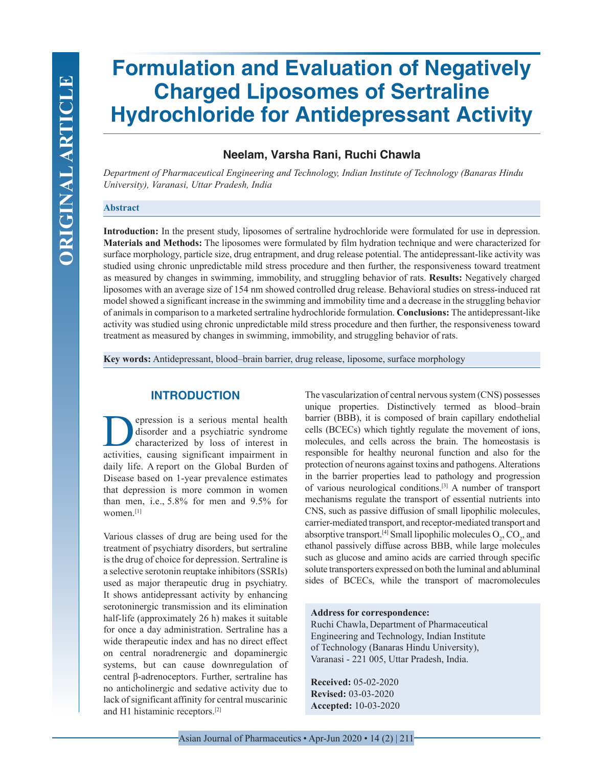ORIGINAL ARTICLE

# Formulation and Evaluation of Negatively Charged Liposomes of Sertraline Hydrochloride for Antidepressant Activity

**Neelam, Varsha Rani, Ruchi Chawla**

*Department of Pharmaceutical Engineering and Technology, Indian Institute of Technology (Banaras Hindu University), Varanasi, Uttar Pradesh, India*

## Abstract

**Introduction:** In the present study, liposomes of sertraline hydrochloride were formulated for use in depression. **Materials and Methods:** The liposomes were formulated by film hydration technique and were characterized for surface morphology, particle size, drug entrapment, and drug release potential. The antidepressant-like activity was studied using chronic unpredictable mild stress procedure and then further, the responsiveness toward treatment as measured by changes in swimming, immobility, and struggling behavior of rats. **Results:** Negatively charged liposomes with an average size of 154 nm showed controlled drug release. Behavioral studies on stress-induced rat model showed a significant increase in the swimming and immobility time and a decrease in the struggling behavior of animals in comparison to a marketed sertraline hydrochloride formulation. **Conclusions:** The antidepressant-like activity was studied using chronic unpredictable mild stress procedure and then further, the responsiveness toward treatment as measured by changes in swimming, immobility, and struggling behavior of rats.

**Key words:** Antidepressant, blood–brain barrier, drug release, liposome, surface morphology

## INTRODUCTION

Depression is a serious mental health disorder and a psychiatric syndrome characterized by loss of interest in activities, causing significant impairment in daily life. A report on the Global Burden of Disease based on 1-year prevalence estimates that depression is more common in women than men, i.e., 5.8% for men and 9.5% for women.[1]

Various classes of drug are being used for the treatment of psychiatry disorders, but sertraline is the drug of choice for depression. Sertraline is a selective serotonin reuptake inhibitors (SSRIs) used as major therapeutic drug in psychiatry. It shows antidepressant activity by enhancing serotoninergic transmission and its elimination half-life (approximately 26 h) makes it suitable for once a day administration. Sertraline has a wide therapeutic index and has no direct effect on central noradrenergic and dopaminergic systems, but can cause downregulation of central β-adrenoceptors. Further, sertraline has no anticholinergic and sedative activity due to lack of significant affinity for central muscarinic and H1 histaminic receptors.[2]

The vascularization of central nervous system (CNS) possesses unique properties. Distinctively termed as blood–brain barrier (BBB), it is composed of brain capillary endothelial cells (BCECs) which tightly regulate the movement of ions, molecules, and cells across the brain. The homeostasis is responsible for healthy neuronal function and also for the protection of neurons against toxins and pathogens. Alterations in the barrier properties lead to pathology and progression of various neurological conditions.[3] A number of transport mechanisms regulate the transport of essential nutrients into CNS, such as passive diffusion of small lipophilic molecules, carrier-mediated transport, and receptor-mediated transport and absorptive transport.[4] Small lipophilic molecules $O_2$, $CO_2$, and ethanol passively diffuse across BBB, while large molecules such as glucose and amino acids are carried through specific solute transporters expressed on both the luminal and abluminal sides of BCECs, while the transport of macromolecules

**Address for correspondence:**
Ruchi Chawla, Department of Pharmaceutical Engineering and Technology, Indian Institute of Technology (Banaras Hindu University), Varanasi - 221 005, Uttar Pradesh, India.

**Received:** 05-02-2020
**Revised:** 03-03-2020
**Accepted:** 10-03-2020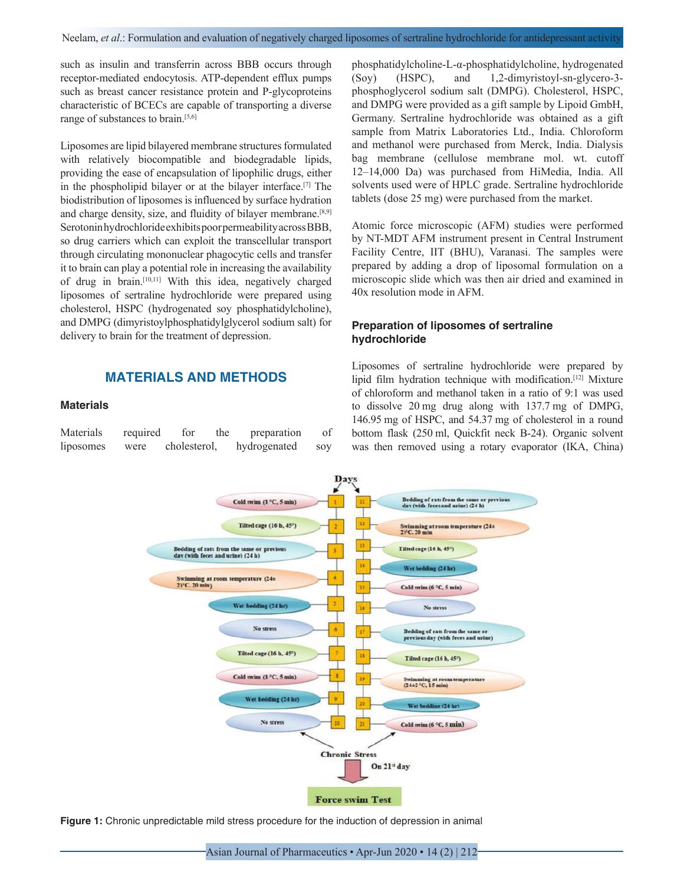such as insulin and transferrin across BBB occurs through receptor-mediated endocytosis. ATP-dependent efflux pumps such as breast cancer resistance protein and P-glycoproteins characteristic of BCECs are capable of transporting a diverse range of substances to brain.[5,6]

Liposomes are lipid bilayered membrane structures formulated with relatively biocompatible and biodegradable lipids, providing the ease of encapsulation of lipophilic drugs, either in the phospholipid bilayer or at the bilayer interface.[7] The biodistribution of liposomes is influenced by surface hydration and charge density, size, and fluidity of bilayer membrane.[8,9] Serotonin hydrochloride exhibits poor permeability across BBB, so drug carriers which can exploit the transcellular transport through circulating mononuclear phagocytic cells and transfer it to brain can play a potential role in increasing the availability of drug in brain.[10,11] With this idea, negatively charged liposomes of sertraline hydrochloride were prepared using cholesterol, HSPC (hydrogenated soy phosphatidylcholine), and DMPG (dimyristoylphosphatidylglycerol sodium salt) for delivery to brain for the treatment of depression.

## MATERIALS AND METHODS

### Materials

Materials required for the preparation of liposomes were cholesterol, hydrogenated soy phosphatidylcholine-L-α-phosphatidylcholine, hydrogenated (Soy) (HSPC), and 1,2-dimyristoyl-sn-glycero-3-phosphoglycerol sodium salt (DMPG). Cholesterol, HSPC, and DMPG were provided as a gift sample by Lipoid GmbH, Germany. Sertraline hydrochloride was obtained as a gift sample from Matrix Laboratories Ltd., India. Chloroform and methanol were purchased from Merck, India. Dialysis bag membrane (cellulose membrane mol. wt. cutoff 12–14,000 Da) was purchased from HiMedia, India. All solvents used were of HPLC grade. Sertraline hydrochloride tablets (dose 25 mg) were purchased from the market.

Atomic force microscopic (AFM) studies were performed by NT-MDT AFM instrument present in Central Instrument Facility Centre, IIT (BHU), Varanasi. The samples were prepared by adding a drop of liposomal formulation on a microscopic slide which was then air dried and examined in 40x resolution mode in AFM.

### Preparation of liposomes of sertraline hydrochloride

Liposomes of sertraline hydrochloride were prepared by lipid film hydration technique with modification.[12] Mixture of chloroform and methanol taken in a ratio of 9:1 was used to dissolve 20 mg drug along with 137.7 mg of DMPG, 146.95 mg of HSPC, and 54.37 mg of cholesterol in a round bottom flask (250 ml, Quickfit neck B-24). Organic solvent was then removed using a rotary evaporator (IKA, China)

Days

1 Cold swim (8 °C, 5 min)
2 Tilted cage (16 h, 45°)
3 Bedding of rats from the same or previous day (with feces and urine) (24 h)
4 Swimming at room temperature (24± 2°C, 20 min)
5 Wet bedding (24 hr)
6 No stress
7 Tilted cage (16 h, 45°)
8 Cold swim (8 °C, 5 min)
9 Wet bedding (24 hr)
10 No stress
11 Bedding of rats from the same or previous day (with feces and urine) (24 h)
12 Swimming at room temperature (24± 2°C, 20 min)
13 Tilted cage (16 h, 45°)
14 Wet bedding (24 hr)
15 Cold swim (6 °C, 5 min)
16 No stress
17 Bedding of rats from the same or previous day (with feces and urine)
18 Tilted cage (16 h, 45°)
19 Swimming at room temperature (24±2 °C, 15 min)
20 Wet bedding (24 hr)
21 Cold swim (6 °C, 5 min)

Chronic Stress

On 21st day

Force swim Test

**Figure 1:** Chronic unpredictable mild stress procedure for the induction of depression in animal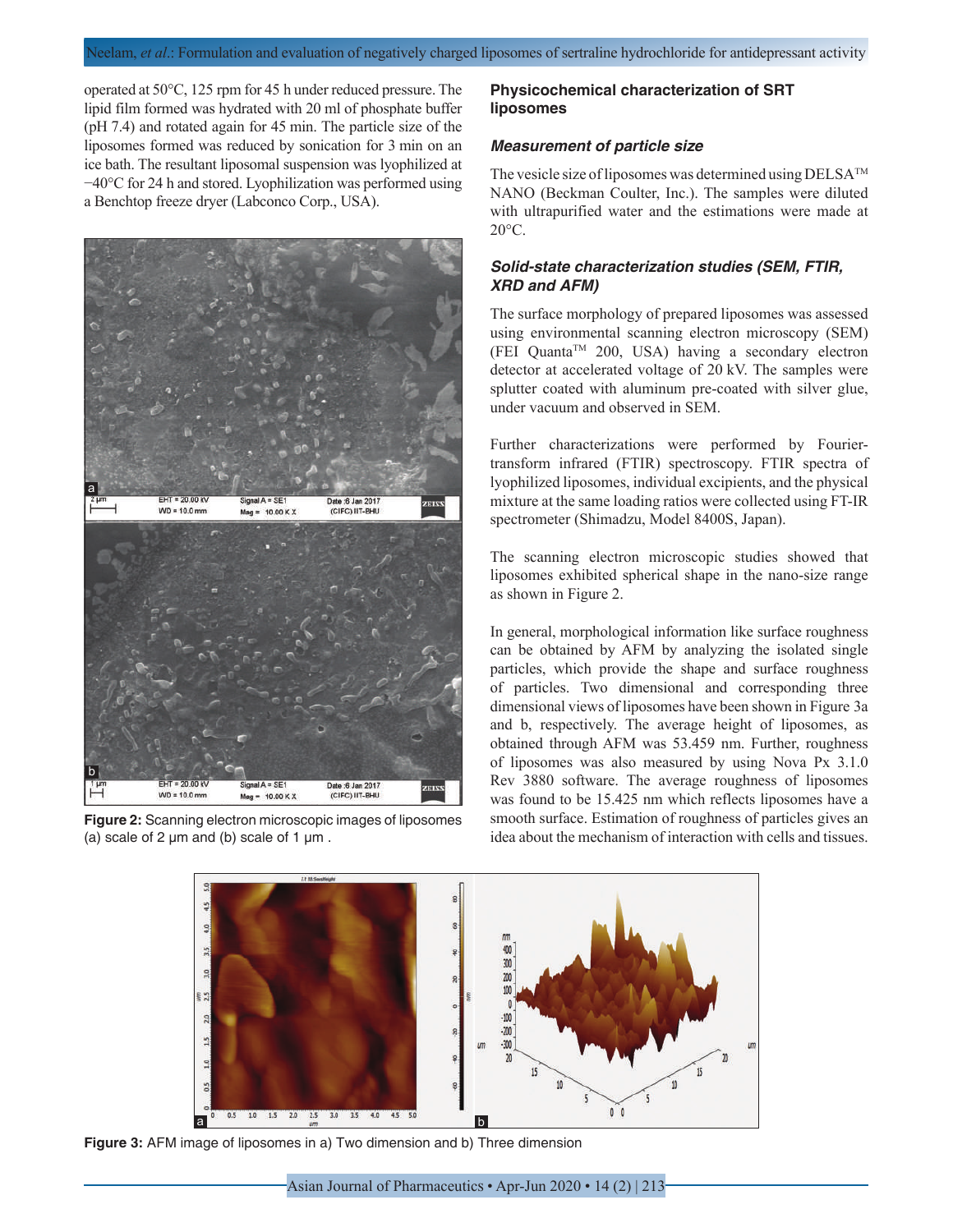operated at 50°C, 125 rpm for 45 h under reduced pressure. The lipid film formed was hydrated with 20 ml of phosphate buffer (pH 7.4) and rotated again for 45 min. The particle size of the liposomes formed was reduced by sonication for 3 min on an ice bath. The resultant liposomal suspension was lyophilized at −40°C for 24 h and stored. Lyophilization was performed using a Benchtop freeze dryer (Labconco Corp., USA).

a
2 µm EHT = 20.00 kV WD = 10.0 mm Signal A = SE1 Mag = 10.00 K X Date :6 Jan 2017 (CIFC) IIT-BHU ZEISS

b
1 µm EHT = 20.00 kV WD = 10.0 mm Signal A = SE1 Mag = 10.00 K X Date :6 Jan 2017 (CIFC) IIT-BHU ZEISS

**Figure 2:** Scanning electron microscopic images of liposomes (a) scale of 2 µm and (b) scale of 1 µm .

## Physicochemical characterization of SRT liposomes

### *Measurement of particle size*

The vesicle size of liposomes was determined using DELSA™ NANO (Beckman Coulter, Inc.). The samples were diluted with ultrapurified water and the estimations were made at 20°C.

### *Solid-state characterization studies (SEM, FTIR, XRD and AFM)*

The surface morphology of prepared liposomes was assessed using environmental scanning electron microscopy (SEM) (FEI Quanta™ 200, USA) having a secondary electron detector at accelerated voltage of 20 kV. The samples were splutter coated with aluminum pre-coated with silver glue, under vacuum and observed in SEM.

Further characterizations were performed by Fourier-transform infrared (FTIR) spectroscopy. FTIR spectra of lyophilized liposomes, individual excipients, and the physical mixture at the same loading ratios were collected using FT-IR spectrometer (Shimadzu, Model 8400S, Japan).

The scanning electron microscopic studies showed that liposomes exhibited spherical shape in the nano-size range as shown in Figure 2.

In general, morphological information like surface roughness can be obtained by AFM by analyzing the isolated single particles, which provide the shape and surface roughness of particles. Two dimensional and corresponding three dimensional views of liposomes have been shown in Figure 3a and b, respectively. The average height of liposomes, as obtained through AFM was 53.459 nm. Further, roughness of liposomes was also measured by using Nova Px 3.1.0 Rev 3880 software. The average roughness of liposomes was found to be 15.425 nm which reflects liposomes have a smooth surface. Estimation of roughness of particles gives an idea about the mechanism of interaction with cells and tissues.

a
0 0.5 1.0 1.5 2.0 2.5 3.0 3.5 4.0 4.5 5.0
um

b
nm
400
300
200
100
0
-100
-200
-300
um
20 15 10 5 0 0 5 10 15 20
um

**Figure 3:** AFM image of liposomes in a) Two dimension and b) Three dimension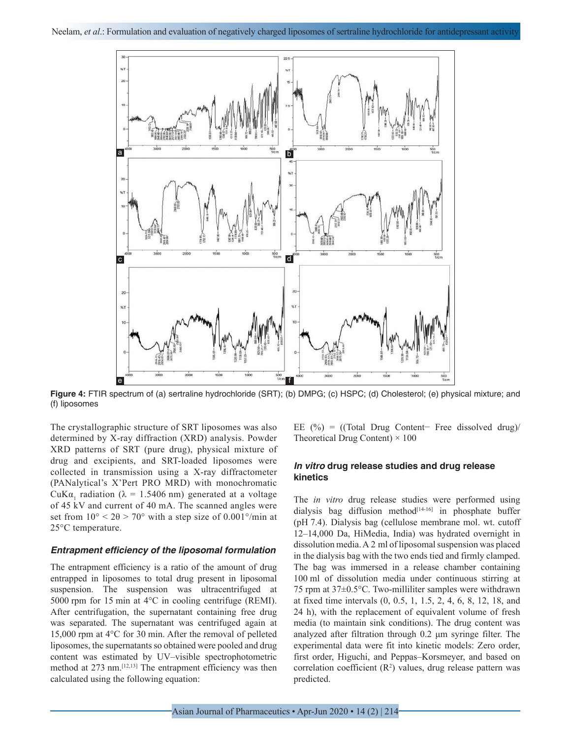**Figure 4:** FTIR spectrum of (a) sertraline hydrochloride (SRT); (b) DMPG; (c) HSPC; (d) Cholesterol; (e) physical mixture; and (f) liposomes

The crystallographic structure of SRT liposomes was also determined by X-ray diffraction (XRD) analysis. Powder XRD patterns of SRT (pure drug), physical mixture of drug and excipients, and SRT-loaded liposomes were collected in transmission using a X-ray diffractometer (PANalytical's X'Pert PRO MRD) with monochromatic CuK$\alpha_1$ radiation ($\lambda$ = 1.5406 nm) generated at a voltage of 45 kV and current of 40 mA. The scanned angles were set from 10° < 2θ > 70° with a step size of 0.001°/min at 25°C temperature.

### *Entrapment efficiency of the liposomal formulation*

The entrapment efficiency is a ratio of the amount of drug entrapped in liposomes to total drug present in liposomal suspension. The suspension was ultracentrifuged at 5000 rpm for 15 min at 4°C in cooling centrifuge (REMI). After centrifugation, the supernatant containing free drug was separated. The supernatant was centrifuged again at 15,000 rpm at 4°C for 30 min. After the removal of pelleted liposomes, the supernatants so obtained were pooled and drug content was estimated by UV–visible spectrophotometric method at 273 nm.[12,13] The entrapment efficiency was then calculated using the following equation:

EE (%) = ((Total Drug Content− Free dissolved drug)/ Theoretical Drug Content) × 100

### *In vitro* drug release studies and drug release kinetics

The *in vitro* drug release studies were performed using dialysis bag diffusion method[14-16] in phosphate buffer (pH 7.4). Dialysis bag (cellulose membrane mol. wt. cutoff 12–14,000 Da, HiMedia, India) was hydrated overnight in dissolution media. A 2 ml of liposomal suspension was placed in the dialysis bag with the two ends tied and firmly clamped. The bag was immersed in a release chamber containing 100 ml of dissolution media under continuous stirring at 75 rpm at 37±0.5°C. Two-milliliter samples were withdrawn at fixed time intervals (0, 0.5, 1, 1.5, 2, 4, 6, 8, 12, 18, and 24 h), with the replacement of equivalent volume of fresh media (to maintain sink conditions). The drug content was analyzed after filtration through 0.2 µm syringe filter. The experimental data were fit into kinetic models: Zero order, first order, Higuchi, and Peppas–Korsmeyer, and based on correlation coefficient ($R^2$) values, drug release pattern was predicted.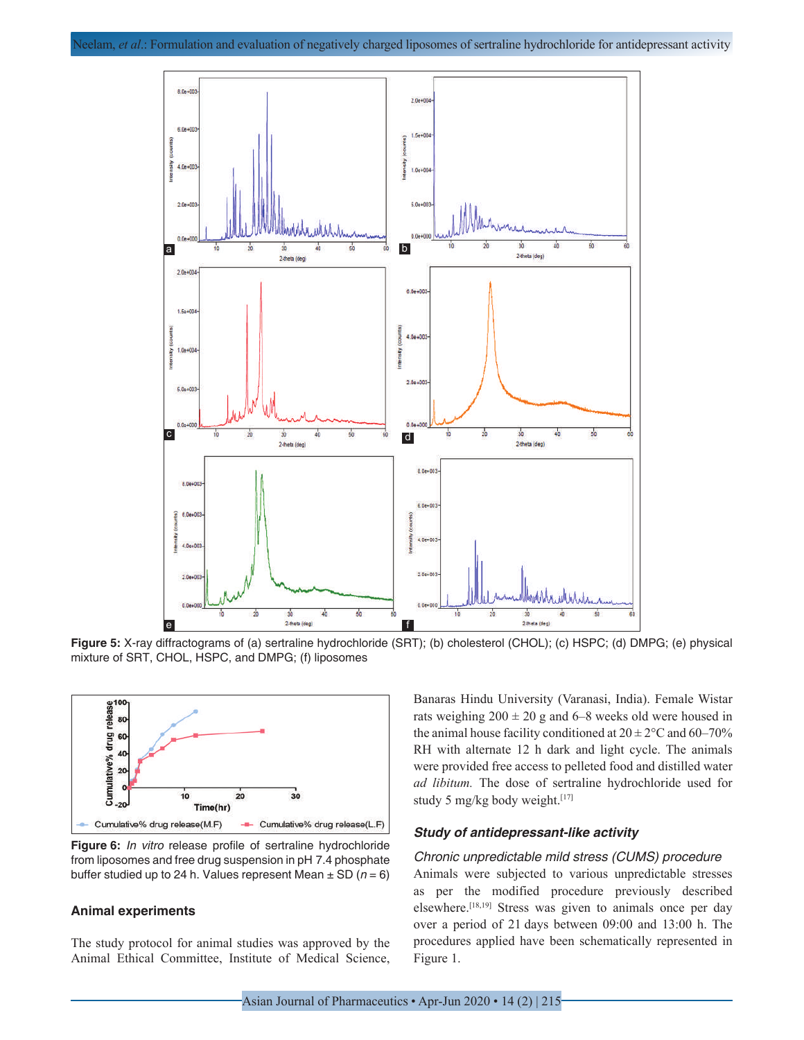a
8.0e+003
6.0e+003
4.0e+003
2.0e+003
0.0e+000
Intensity (counts)
10 20 30 40 50 60
2-theta (deg)

b
2.0e+004
1.5e+004
1.0e+004
5.0e+003
0.0e+000
Intensity (counts)
10 20 30 40 50 60
2-theta (deg)

c
2.0e+004
1.5e+004
1.0e+004
5.0e+003
0.0e+000
Intensity (counts)
10 20 30 40 50 60
2-theta (deg)

d
6.0e+003
4.0e+003
2.0e+003
0.0e+000
Intensity (counts)
10 20 30 40 50 60
2-theta (deg)

e
8.0e+003
6.0e+003
4.0e+003
2.0e+003
0.0e+000
Intensity (counts)
10 20 30 40 50 60
2-theta (deg)

f
8.0e+003
6.0e+003
4.0e+003
2.0e+003
0.0e+000
Intensity (counts)
10 20 30 40 50 60
2-theta (deg)

**Figure 5:** X-ray diffractograms of (a) sertraline hydrochloride (SRT); (b) cholesterol (CHOL); (c) HSPC; (d) DMPG; (e) physical mixture of SRT, CHOL, HSPC, and DMPG; (f) liposomes

Cumulative% drug release
100
80
60
40
20
0
-20
10 20 30
Time(hr)
Cumulative% drug release(M.F)
Cumulative% drug release(L.F)

**Figure 6:** *In vitro* release profile of sertraline hydrochloride from liposomes and free drug suspension in pH 7.4 phosphate buffer studied up to 24 h. Values represent Mean ± SD ($n = 6$)

### Animal experiments

The study protocol for animal studies was approved by the Animal Ethical Committee, Institute of Medical Science, Banaras Hindu University (Varanasi, India). Female Wistar rats weighing 200 ± 20 g and 6–8 weeks old were housed in the animal house facility conditioned at 20 ± 2°C and 60–70% RH with alternate 12 h dark and light cycle. The animals were provided free access to pelleted food and distilled water *ad libitum.* The dose of sertraline hydrochloride used for study 5 mg/kg body weight.[17]

### *Study of antidepressant-like activity*

#### *Chronic unpredictable mild stress (CUMS) procedure*

Animals were subjected to various unpredictable stresses as per the modified procedure previously described elsewhere.[18,19] Stress was given to animals once per day over a period of 21 days between 09:00 and 13:00 h. The procedures applied have been schematically represented in Figure 1.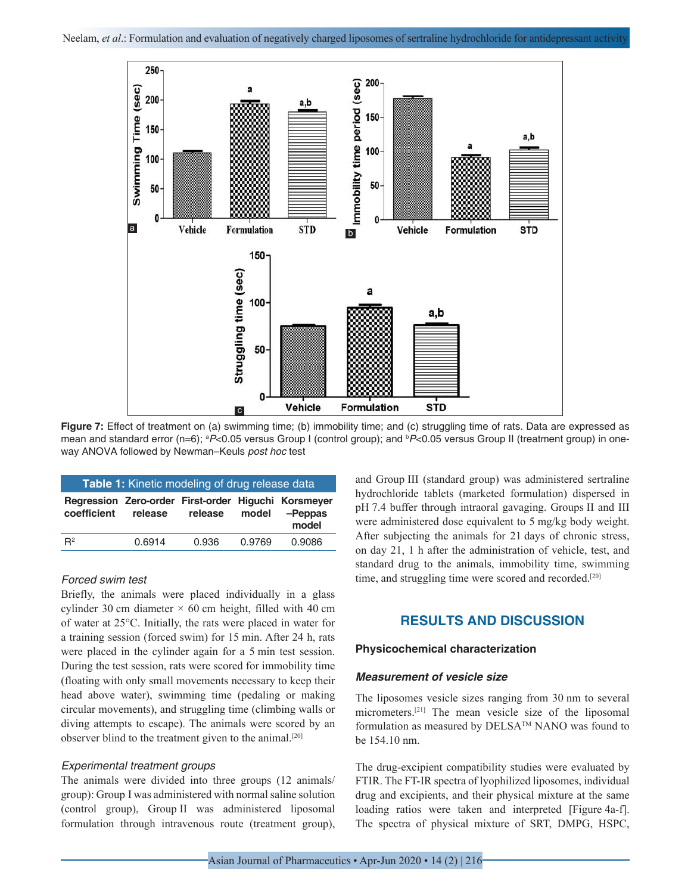250
200
150
100
50
0
Swimming Time (sec)
a
a,b
Vehicle
Formulation
STD
a

200
150
100
50
0
Immobility time period (sec)
a
a,b
Vehicle
Formulation
STD
b

150
100
50
0
Struggling time (sec)
a
a,b
Vehicle
Formulation
STD
c

**Figure 7:** Effect of treatment on (a) swimming time; (b) immobility time; and (c) struggling time of rats. Data are expressed as mean and standard error (n=6); [a]$P<0.05$ versus Group I (control group); and [b]$P<0.05$ versus Group II (treatment group) in one-way ANOVA followed by Newman–Keuls *post hoc* test

**Table 1:** Kinetic modeling of drug release data

| Regression coefficient | Zero-order release | First-order release | Higuchi model | Korsmeyer–Peppas model |
|---|---|---|---|---|
| $R^2$ | 0.6914 | 0.936 | 0.9769 | 0.9086 |

### *Forced swim test*

Briefly, the animals were placed individually in a glass cylinder 30 cm diameter × 60 cm height, filled with 40 cm of water at 25°C. Initially, the rats were placed in water for a training session (forced swim) for 15 min. After 24 h, rats were placed in the cylinder again for a 5 min test session. During the test session, rats were scored for immobility time (floating with only small movements necessary to keep their head above water), swimming time (pedaling or making circular movements), and struggling time (climbing walls or diving attempts to escape). The animals were scored by an observer blind to the treatment given to the animal.[20]

### *Experimental treatment groups*

The animals were divided into three groups (12 animals/group): Group I was administered with normal saline solution (control group), Group II was administered liposomal formulation through intravenous route (treatment group), and Group III (standard group) was administered sertraline hydrochloride tablets (marketed formulation) dispersed in pH 7.4 buffer through intraoral gavaging. Groups II and III were administered dose equivalent to 5 mg/kg body weight. After subjecting the animals for 21 days of chronic stress, on day 21, 1 h after the administration of vehicle, test, and standard drug to the animals, immobility time, swimming time, and struggling time were scored and recorded.[20]

## RESULTS AND DISCUSSION

### Physicochemical characterization

#### *Measurement of vesicle size*

The liposomes vesicle sizes ranging from 30 nm to several micrometers.[21] The mean vesicle size of the liposomal formulation as measured by DELSA™ NANO was found to be 154.10 nm.

The drug-excipient compatibility studies were evaluated by FTIR. The FT-IR spectra of lyophilized liposomes, individual drug and excipients, and their physical mixture at the same loading ratios were taken and interpreted [Figure 4a-f]. The spectra of physical mixture of SRT, DMPG, HSPC,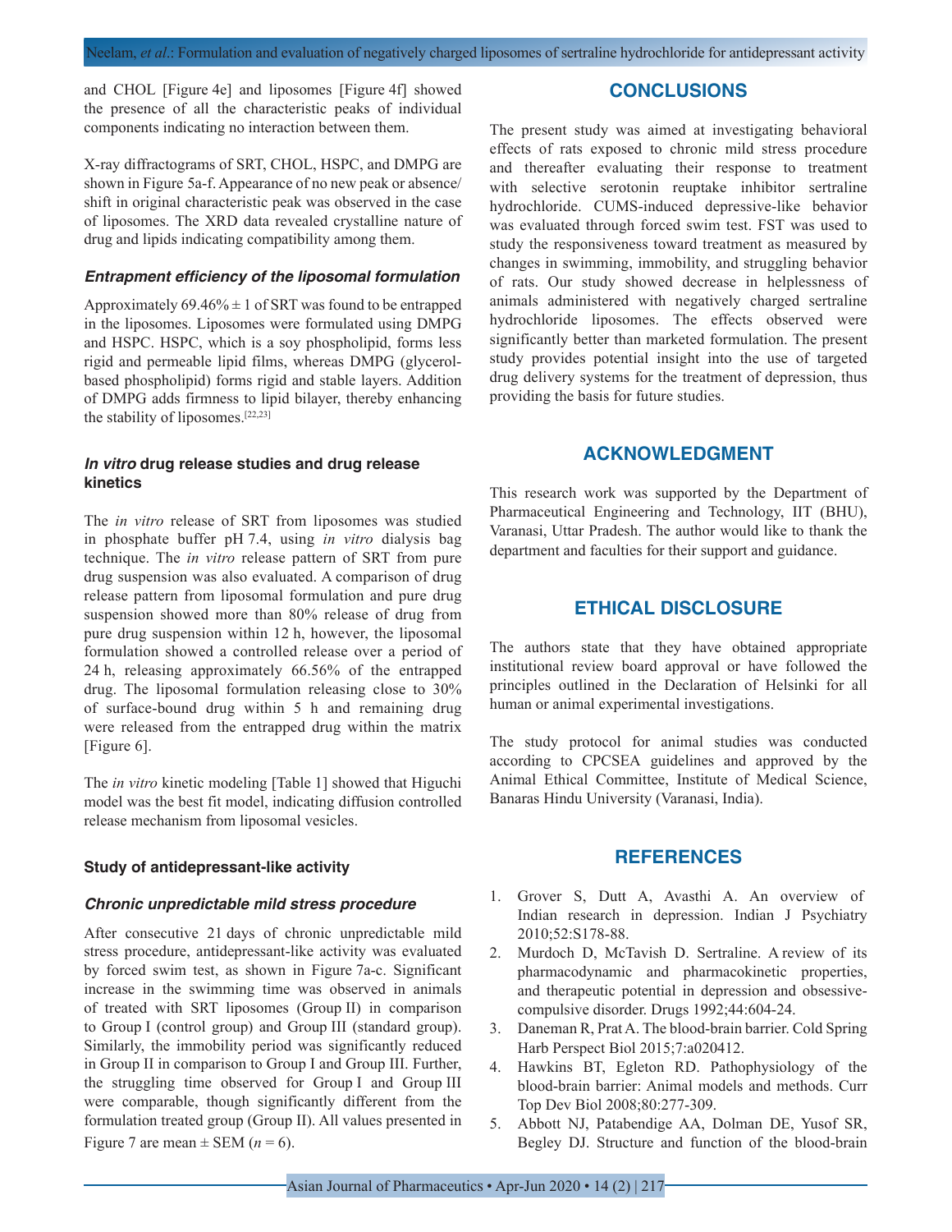and CHOL [Figure 4e] and liposomes [Figure 4f] showed the presence of all the characteristic peaks of individual components indicating no interaction between them.

X-ray diffractograms of SRT, CHOL, HSPC, and DMPG are shown in Figure 5a-f. Appearance of no new peak or absence/shift in original characteristic peak was observed in the case of liposomes. The XRD data revealed crystalline nature of drug and lipids indicating compatibility among them.

### *Entrapment efficiency of the liposomal formulation*

Approximately 69.46% ± 1 of SRT was found to be entrapped in the liposomes. Liposomes were formulated using DMPG and HSPC. HSPC, which is a soy phospholipid, forms less rigid and permeable lipid films, whereas DMPG (glycerol-based phospholipid) forms rigid and stable layers. Addition of DMPG adds firmness to lipid bilayer, thereby enhancing the stability of liposomes.[22,23]

### ***In vitro*** **drug release studies and drug release kinetics**

The *in vitro* release of SRT from liposomes was studied in phosphate buffer pH 7.4, using *in vitro* dialysis bag technique. The *in vitro* release pattern of SRT from pure drug suspension was also evaluated. A comparison of drug release pattern from liposomal formulation and pure drug suspension showed more than 80% release of drug from pure drug suspension within 12 h, however, the liposomal formulation showed a controlled release over a period of 24 h, releasing approximately 66.56% of the entrapped drug. The liposomal formulation releasing close to 30% of surface-bound drug within 5 h and remaining drug were released from the entrapped drug within the matrix [Figure 6].

The *in vitro* kinetic modeling [Table 1] showed that Higuchi model was the best fit model, indicating diffusion controlled release mechanism from liposomal vesicles.

### Study of antidepressant-like activity

### *Chronic unpredictable mild stress procedure*

After consecutive 21 days of chronic unpredictable mild stress procedure, antidepressant-like activity was evaluated by forced swim test, as shown in Figure 7a-c. Significant increase in the swimming time was observed in animals of treated with SRT liposomes (Group II) in comparison to Group I (control group) and Group III (standard group). Similarly, the immobility period was significantly reduced in Group II in comparison to Group I and Group III. Further, the struggling time observed for Group I and Group III were comparable, though significantly different from the formulation treated group (Group II). All values presented in Figure 7 are mean ± SEM ($n$ = 6).

## CONCLUSIONS

The present study was aimed at investigating behavioral effects of rats exposed to chronic mild stress procedure and thereafter evaluating their response to treatment with selective serotonin reuptake inhibitor sertraline hydrochloride. CUMS-induced depressive-like behavior was evaluated through forced swim test. FST was used to study the responsiveness toward treatment as measured by changes in swimming, immobility, and struggling behavior of rats. Our study showed decrease in helplessness of animals administered with negatively charged sertraline hydrochloride liposomes. The effects observed were significantly better than marketed formulation. The present study provides potential insight into the use of targeted drug delivery systems for the treatment of depression, thus providing the basis for future studies.

## ACKNOWLEDGMENT

This research work was supported by the Department of Pharmaceutical Engineering and Technology, IIT (BHU), Varanasi, Uttar Pradesh. The author would like to thank the department and faculties for their support and guidance.

## ETHICAL DISCLOSURE

The authors state that they have obtained appropriate institutional review board approval or have followed the principles outlined in the Declaration of Helsinki for all human or animal experimental investigations.

The study protocol for animal studies was conducted according to CPCSEA guidelines and approved by the Animal Ethical Committee, Institute of Medical Science, Banaras Hindu University (Varanasi, India).

## REFERENCES

1. Grover S, Dutt A, Avasthi A. An overview of Indian research in depression. Indian J Psychiatry 2010;52:S178-88.
2. Murdoch D, McTavish D. Sertraline. A review of its pharmacodynamic and pharmacokinetic properties, and therapeutic potential in depression and obsessive-compulsive disorder. Drugs 1992;44:604-24.
3. Daneman R, Prat A. The blood-brain barrier. Cold Spring Harb Perspect Biol 2015;7:a020412.
4. Hawkins BT, Egleton RD. Pathophysiology of the blood-brain barrier: Animal models and methods. Curr Top Dev Biol 2008;80:277-309.
5. Abbott NJ, Patabendige AA, Dolman DE, Yusof SR, Begley DJ. Structure and function of the blood-brain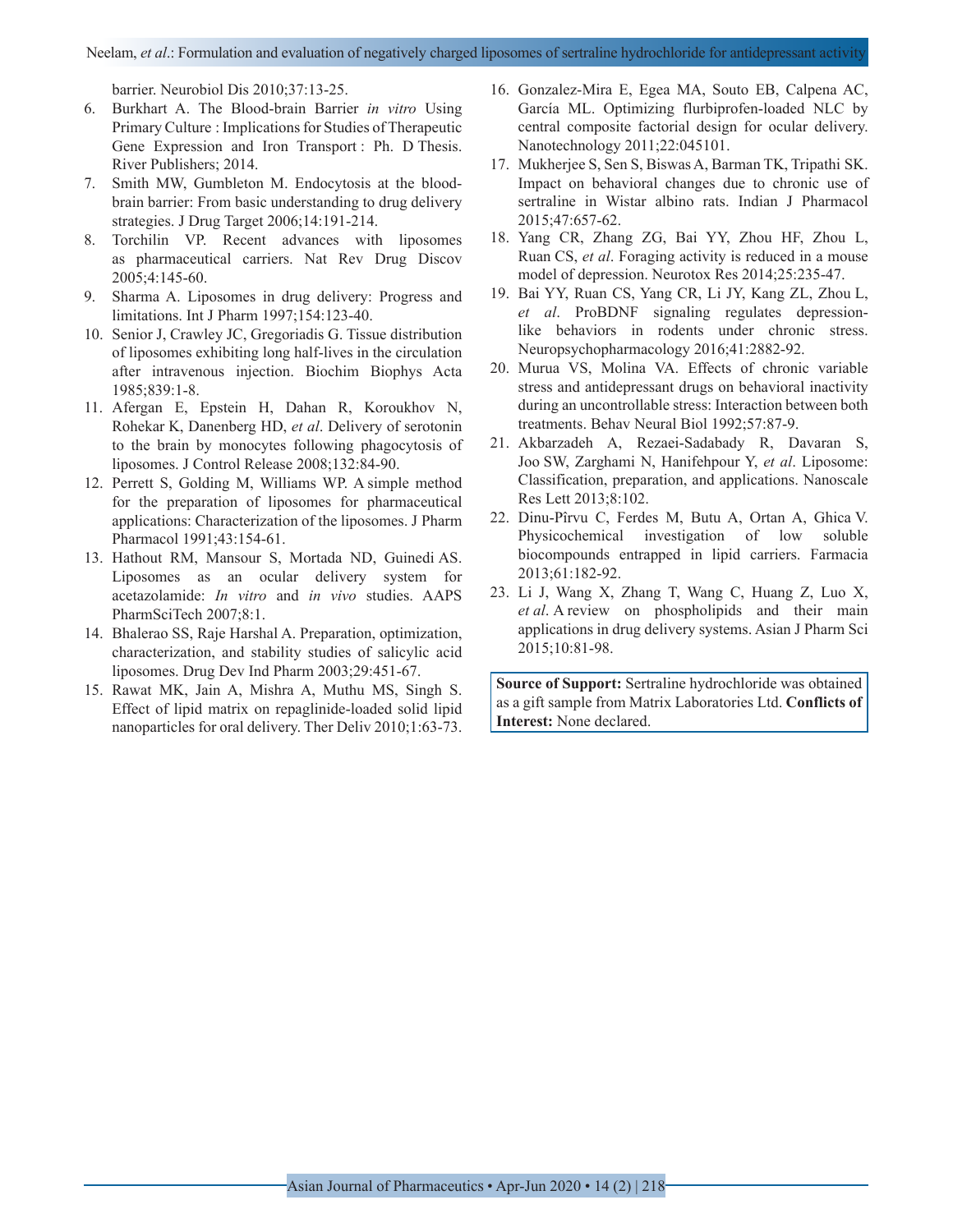barrier. Neurobiol Dis 2010;37:13-25.

6. Burkhart A. The Blood-brain Barrier *in vitro* Using Primary Culture : Implications for Studies of Therapeutic Gene Expression and Iron Transport : Ph. D Thesis. River Publishers; 2014.
7. Smith MW, Gumbleton M. Endocytosis at the blood-brain barrier: From basic understanding to drug delivery strategies. J Drug Target 2006;14:191-214.
8. Torchilin VP. Recent advances with liposomes as pharmaceutical carriers. Nat Rev Drug Discov 2005;4:145-60.
9. Sharma A. Liposomes in drug delivery: Progress and limitations. Int J Pharm 1997;154:123-40.
10. Senior J, Crawley JC, Gregoriadis G. Tissue distribution of liposomes exhibiting long half-lives in the circulation after intravenous injection. Biochim Biophys Acta 1985;839:1-8.
11. Afergan E, Epstein H, Dahan R, Koroukhov N, Rohekar K, Danenberg HD, *et al*. Delivery of serotonin to the brain by monocytes following phagocytosis of liposomes. J Control Release 2008;132:84-90.
12. Perrett S, Golding M, Williams WP. A simple method for the preparation of liposomes for pharmaceutical applications: Characterization of the liposomes. J Pharm Pharmacol 1991;43:154-61.
13. Hathout RM, Mansour S, Mortada ND, Guinedi AS. Liposomes as an ocular delivery system for acetazolamide: *In vitro* and *in vivo* studies. AAPS PharmSciTech 2007;8:1.
14. Bhalerao SS, Raje Harshal A. Preparation, optimization, characterization, and stability studies of salicylic acid liposomes. Drug Dev Ind Pharm 2003;29:451-67.
15. Rawat MK, Jain A, Mishra A, Muthu MS, Singh S. Effect of lipid matrix on repaglinide-loaded solid lipid nanoparticles for oral delivery. Ther Deliv 2010;1:63-73.
16. Gonzalez-Mira E, Egea MA, Souto EB, Calpena AC, García ML. Optimizing flurbiprofen-loaded NLC by central composite factorial design for ocular delivery. Nanotechnology 2011;22:045101.
17. Mukherjee S, Sen S, Biswas A, Barman TK, Tripathi SK. Impact on behavioral changes due to chronic use of sertraline in Wistar albino rats. Indian J Pharmacol 2015;47:657-62.
18. Yang CR, Zhang ZG, Bai YY, Zhou HF, Zhou L, Ruan CS, *et al*. Foraging activity is reduced in a mouse model of depression. Neurotox Res 2014;25:235-47.
19. Bai YY, Ruan CS, Yang CR, Li JY, Kang ZL, Zhou L, *et al*. ProBDNF signaling regulates depression-like behaviors in rodents under chronic stress. Neuropsychopharmacology 2016;41:2882-92.
20. Murua VS, Molina VA. Effects of chronic variable stress and antidepressant drugs on behavioral inactivity during an uncontrollable stress: Interaction between both treatments. Behav Neural Biol 1992;57:87-9.
21. Akbarzadeh A, Rezaei-Sadabady R, Davaran S, Joo SW, Zarghami N, Hanifehpour Y, *et al*. Liposome: Classification, preparation, and applications. Nanoscale Res Lett 2013;8:102.
22. Dinu-Pîrvu C, Ferdes M, Butu A, Ortan A, Ghica V. Physicochemical investigation of low soluble biocompounds entrapped in lipid carriers. Farmacia 2013;61:182-92.
23. Li J, Wang X, Zhang T, Wang C, Huang Z, Luo X, *et al*. A review on phospholipids and their main applications in drug delivery systems. Asian J Pharm Sci 2015;10:81-98.

**Source of Support:** Sertraline hydrochloride was obtained as a gift sample from Matrix Laboratories Ltd. **Conflicts of Interest:** None declared.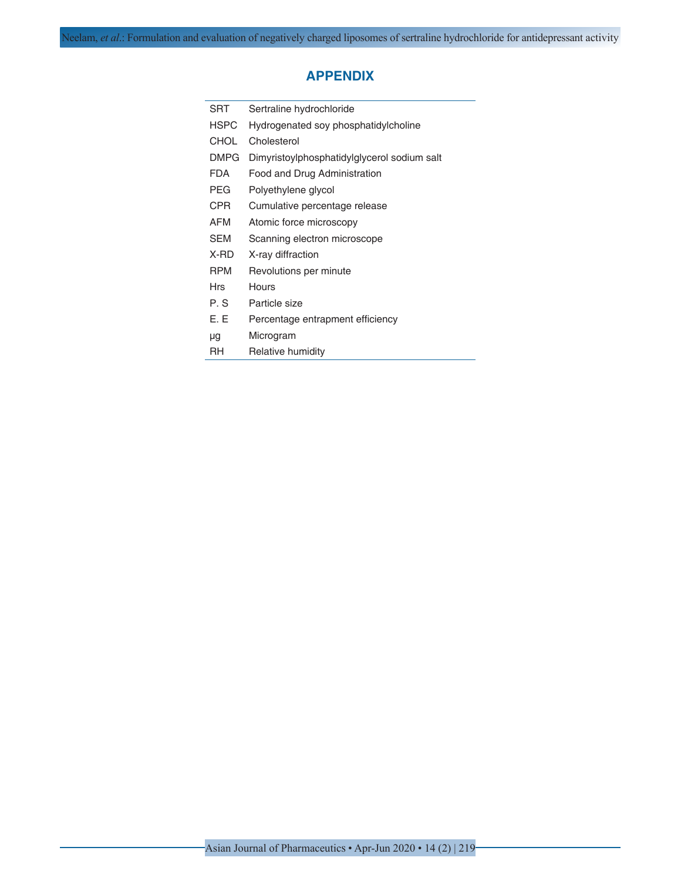## APPENDIX

| | |
|---|---|
| SRT | Sertraline hydrochloride |
| HSPC | Hydrogenated soy phosphatidylcholine |
| CHOL | Cholesterol |
| DMPG | Dimyristoylphosphatidylglycerol sodium salt |
| FDA | Food and Drug Administration |
| PEG | Polyethylene glycol |
| CPR | Cumulative percentage release |
| AFM | Atomic force microscopy |
| SEM | Scanning electron microscope |
| X-RD | X-ray diffraction |
| RPM | Revolutions per minute |
| Hrs | Hours |
| P. S | Particle size |
| E. E | Percentage entrapment efficiency |
| μg | Microgram |
| RH | Relative humidity |